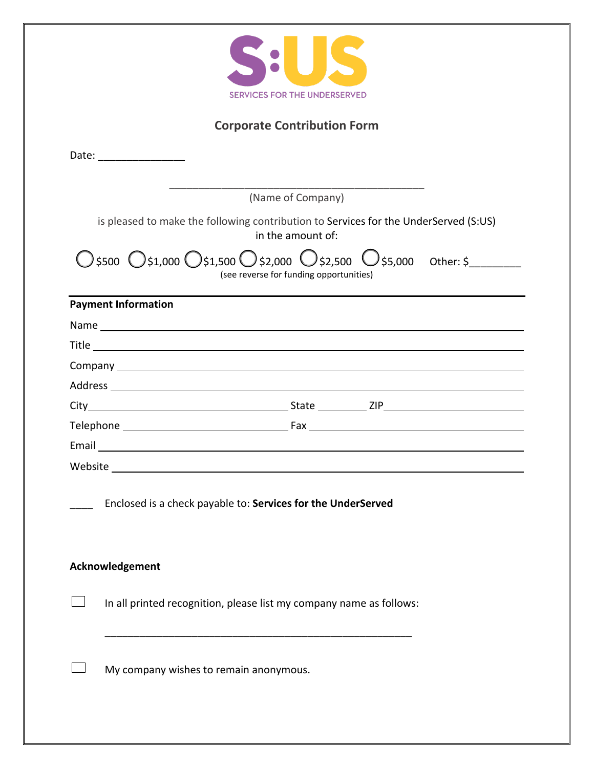S:US

SERVICES FOR THE UNDERSERVED

## Corporate Contribution Form

Date: _______________

_______________________________________________

(Name of Company)

is pleased to make the following contribution to Services for the UnderServed (S:US) in the amount of:

◯ $500 ◯ $1,000 ◯ $1,500 ◯ $2,000 ◯ $2,500 ◯ $5,000 Other: $_________

(see reverse for funding opportunities)

**Payment Information**

Name ______________________________________________

Title ______________________________________________

Company ______________________________________________

Address ______________________________________________

City ______________________ State _________ ZIP ______________________

Telephone ______________________ Fax ______________________

Email ______________________________________________

Website ______________________________________________

____ Enclosed is a check payable to: **Services for the UnderServed**

**Acknowledgement**

☐ In all printed recognition, please list my company name as follows:

_______________________________________________

☐ My company wishes to remain anonymous.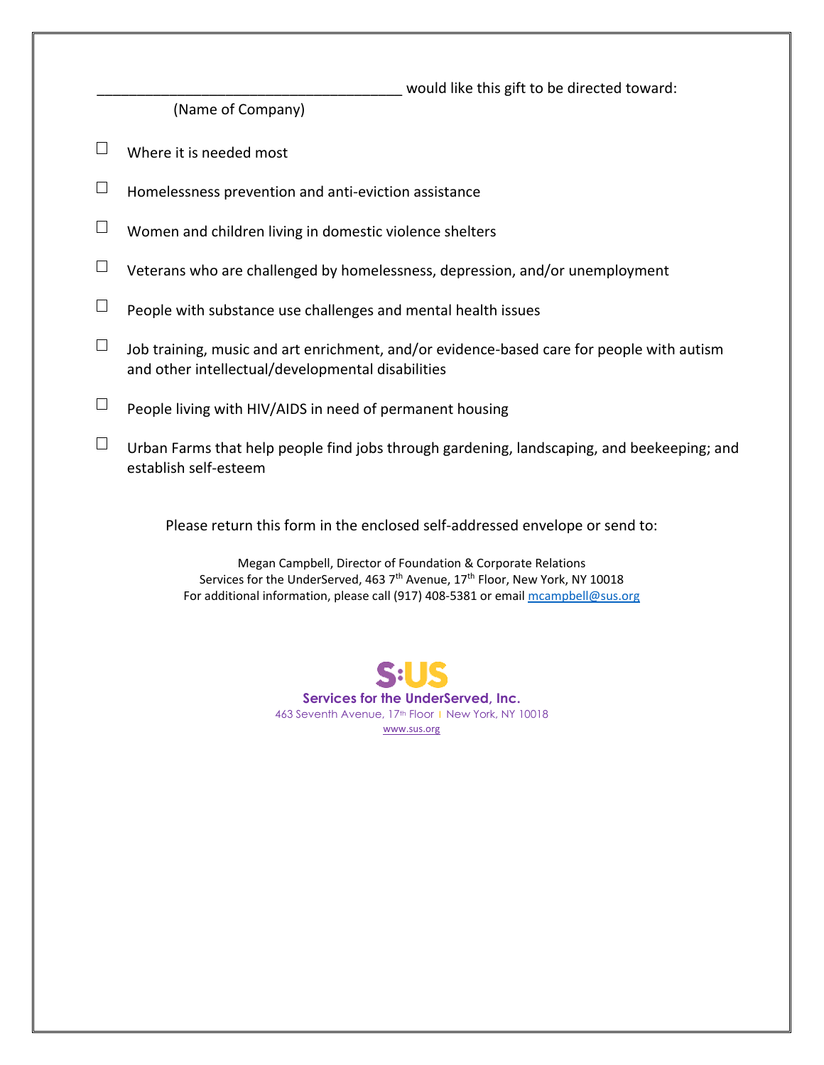______________________________________ would like this gift to be directed toward:
(Name of Company)

- ☐ Where it is needed most
- ☐ Homelessness prevention and anti-eviction assistance
- ☐ Women and children living in domestic violence shelters
- ☐ Veterans who are challenged by homelessness, depression, and/or unemployment
- ☐ People with substance use challenges and mental health issues
- ☐ Job training, music and art enrichment, and/or evidence-based care for people with autism and other intellectual/developmental disabilities
- ☐ People living with HIV/AIDS in need of permanent housing
- ☐ Urban Farms that help people find jobs through gardening, landscaping, and beekeeping; and establish self-esteem

Please return this form in the enclosed self-addressed envelope or send to:

Megan Campbell, Director of Foundation & Corporate Relations
Services for the UnderServed, 463 7th Avenue, 17th Floor, New York, NY 10018
For additional information, please call (917) 408-5381 or email mcampbell@sus.org

S:US
**Services for the UnderServed, Inc.**
463 Seventh Avenue, 17th Floor | New York, NY 10018
www.sus.org